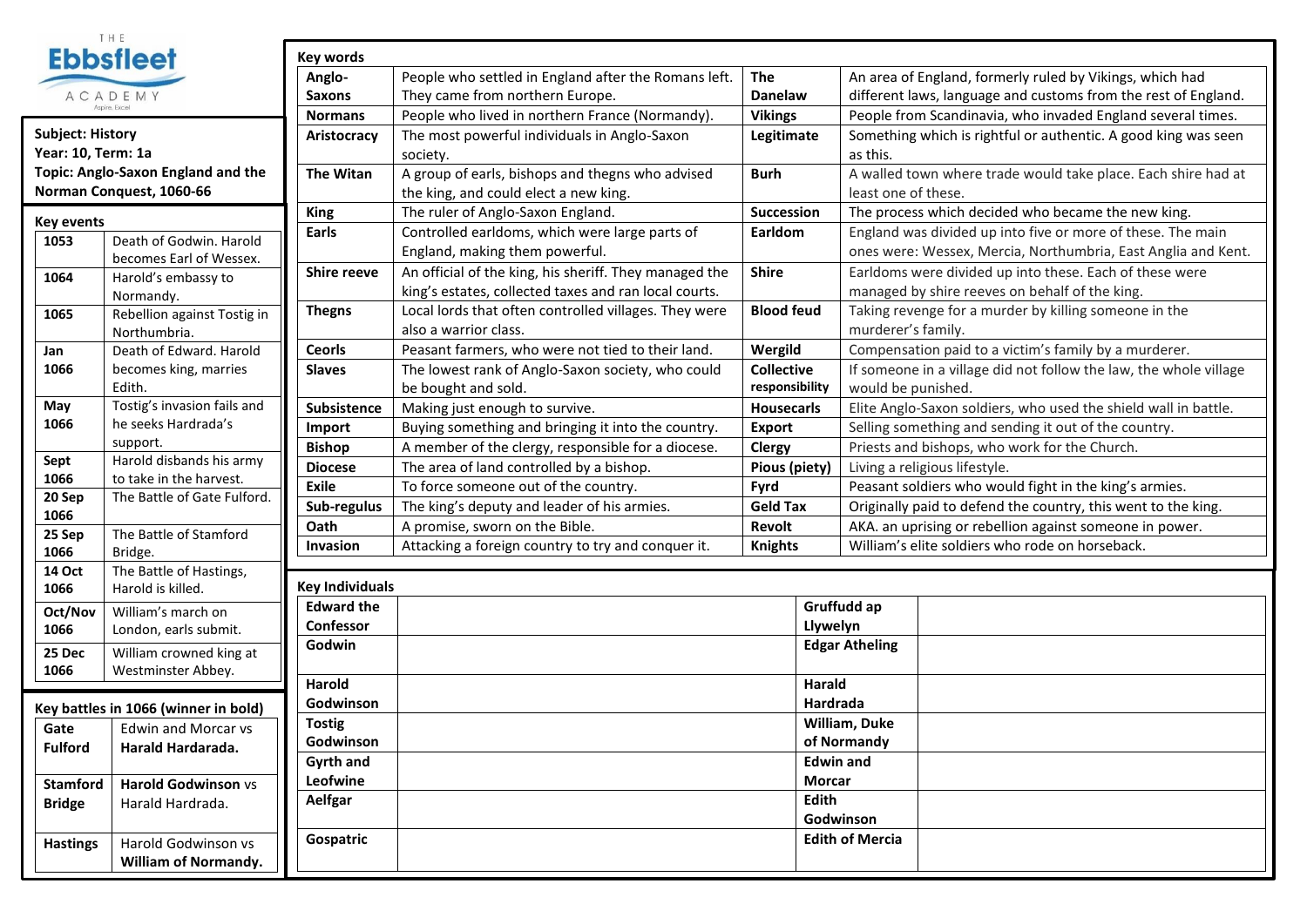THE Ebbsfleet ACADEMY Aspire. Excel

**Subject: History**
**Year: 10, Term: 1a**
**Topic: Anglo-Saxon England and the Norman Conquest, 1060-66**

## Key events

| | |
|---|---|
| **1053** | Death of Godwin. Harold becomes Earl of Wessex. |
| **1064** | Harold's embassy to Normandy. |
| **1065** | Rebellion against Tostig in Northumbria. |
| **Jan 1066** | Death of Edward. Harold becomes king, marries Edith. |
| **May 1066** | Tostig's invasion fails and he seeks Hardrada's support. |
| **Sept 1066** | Harold disbands his army to take in the harvest. |
| **20 Sep 1066** | The Battle of Gate Fulford. |
| **25 Sep 1066** | The Battle of Stamford Bridge. |
| **14 Oct 1066** | The Battle of Hastings, Harold is killed. |
| **Oct/Nov 1066** | William's march on London, earls submit. |
| **25 Dec 1066** | William crowned king at Westminster Abbey. |

## Key battles in 1066 (winner in bold)

| | |
|---|---|
| **Gate Fulford** | Edwin and Morcar vs **Harald Hardarada.** |
| **Stamford Bridge** | **Harold Godwinson** vs Harald Hardrada. |
| **Hastings** | Harold Godwinson vs **William of Normandy.** |

## Key words

| | | | |
|---|---|---|---|
| **Anglo-Saxons** | People who settled in England after the Romans left. They came from northern Europe. | **The Danelaw** | An area of England, formerly ruled by Vikings, which had different laws, language and customs from the rest of England. |
| **Normans** | People who lived in northern France (Normandy). | **Vikings** | People from Scandinavia, who invaded England several times. |
| **Aristocracy** | The most powerful individuals in Anglo-Saxon society. | **Legitimate** | Something which is rightful or authentic. A good king was seen as this. |
| **The Witan** | A group of earls, bishops and thegns who advised the king, and could elect a new king. | **Burh** | A walled town where trade would take place. Each shire had at least one of these. |
| **King** | The ruler of Anglo-Saxon England. | **Succession** | The process which decided who became the new king. |
| **Earls** | Controlled earldoms, which were large parts of England, making them powerful. | **Earldom** | England was divided up into five or more of these. The main ones were: Wessex, Mercia, Northumbria, East Anglia and Kent. |
| **Shire reeve** | An official of the king, his sheriff. They managed the king's estates, collected taxes and ran local courts. | **Shire** | Earldoms were divided up into these. Each of these were managed by shire reeves on behalf of the king. |
| **Thegns** | Local lords that often controlled villages. They were also a warrior class. | **Blood feud** | Taking revenge for a murder by killing someone in the murderer's family. |
| **Ceorls** | Peasant farmers, who were not tied to their land. | **Wergild** | Compensation paid to a victim's family by a murderer. |
| **Slaves** | The lowest rank of Anglo-Saxon society, who could be bought and sold. | **Collective responsibility** | If someone in a village did not follow the law, the whole village would be punished. |
| **Subsistence** | Making just enough to survive. | **Housecarls** | Elite Anglo-Saxon soldiers, who used the shield wall in battle. |
| **Import** | Buying something and bringing it into the country. | **Export** | Selling something and sending it out of the country. |
| **Bishop** | A member of the clergy, responsible for a diocese. | **Clergy** | Priests and bishops, who work for the Church. |
| **Diocese** | The area of land controlled by a bishop. | **Pious (piety)** | Living a religious lifestyle. |
| **Exile** | To force someone out of the country. | **Fyrd** | Peasant soldiers who would fight in the king's armies. |
| **Sub-regulus** | The king's deputy and leader of his armies. | **Geld Tax** | Originally paid to defend the country, this went to the king. |
| **Oath** | A promise, sworn on the Bible. | **Revolt** | AKA. an uprising or rebellion against someone in power. |
| **Invasion** | Attacking a foreign country to try and conquer it. | **Knights** | William's elite soldiers who rode on horseback. |

## Key Individuals

| | | | |
|---|---|---|---|
| **Edward the Confessor** | | **Gruffudd ap Llywelyn** | |
| **Godwin** | | **Edgar Atheling** | |
| **Harold Godwinson** | | **Harald Hardrada** | |
| **Tostig Godwinson** | | **William, Duke of Normandy** | |
| **Gyrth and Leofwine** | | **Edwin and Morcar** | |
| **Aelfgar** | | **Edith Godwinson** | |
| **Gospatric** | | **Edith of Mercia** | |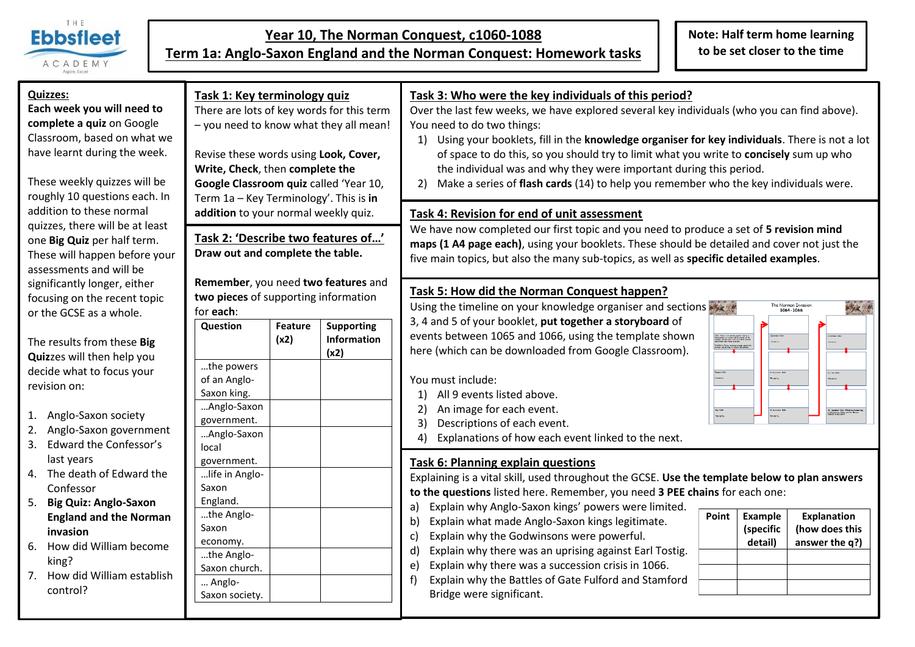# Year 10, The Norman Conquest, c1060-1088
## Term 1a: Anglo-Saxon England and the Norman Conquest: Homework tasks

**Note: Half term home learning to be set closer to the time**

### Quizzes:

**Each week you will need to complete a quiz** on Google Classroom, based on what we have learnt during the week.

These weekly quizzes will be roughly 10 questions each. In addition to these normal quizzes, there will be at least one **Big Quiz** per half term. These will happen before your assessments and will be significantly longer, either focusing on the recent topic or the GCSE as a whole.

The results from these **Big Quiz**zes will then help you decide what to focus your revision on:

1. Anglo-Saxon society
2. Anglo-Saxon government
3. Edward the Confessor's last years
4. The death of Edward the Confessor
5. **Big Quiz: Anglo-Saxon England and the Norman invasion**
6. How did William become king?
7. How did William establish control?

### Task 1: Key terminology quiz

There are lots of key words for this term – you need to know what they all mean!

Revise these words using **Look, Cover, Write, Check**, then **complete the Google Classroom quiz** called 'Year 10, Term 1a – Key Terminology'. This is **in addition** to your normal weekly quiz.

### Task 2: 'Describe two features of…'

**Draw out and complete the table.**

**Remember**, you need **two features** and **two pieces** of supporting information for **each**:

| Question | Feature (x2) | Supporting Information (x2) |
|---|---|---|
| …the powers of an Anglo-Saxon king. | | |
| …Anglo-Saxon government. | | |
| …Anglo-Saxon local government. | | |
| …life in Anglo-Saxon England. | | |
| …the Anglo-Saxon economy. | | |
| …the Anglo-Saxon church. | | |
| … Anglo-Saxon society. | | |

### Task 3: Who were the key individuals of this period?

Over the last few weeks, we have explored several key individuals (who you can find above). You need to do two things:

1) Using your booklets, fill in the **knowledge organiser for key individuals**. There is not a lot of space to do this, so you should try to limit what you write to **concisely** sum up who the individual was and why they were important during this period.
2) Make a series of **flash cards** (14) to help you remember who the key individuals were.

### Task 4: Revision for end of unit assessment

We have now completed our first topic and you need to produce a set of **5 revision mind maps (1 A4 page each)**, using your booklets. These should be detailed and cover not just the five main topics, but also the many sub-topics, as well as **specific detailed examples**.

### Task 5: How did the Norman Conquest happen?

Using the timeline on your knowledge organiser and sections 3, 4 and 5 of your booklet, **put together a storyboard** of events between 1065 and 1066, using the template shown here (which can be downloaded from Google Classroom).

You must include:

1) All 9 events listed above.
2) An image for each event.
3) Descriptions of each event.
4) Explanations of how each event linked to the next.

The Norman Invasion 1064–1066

### Task 6: Planning explain questions

Explaining is a vital skill, used throughout the GCSE. **Use the template below to plan answers to the questions** listed here. Remember, you need **3 PEE chains** for each one:

a) Explain why Anglo-Saxon kings' powers were limited.
b) Explain what made Anglo-Saxon kings legitimate.
c) Explain why the Godwinsons were powerful.
d) Explain why there was an uprising against Earl Tostig.
e) Explain why there was a succession crisis in 1066.
f) Explain why the Battles of Gate Fulford and Stamford Bridge were significant.

| Point | Example (specific detail) | Explanation (how does this answer the q?) |
|---|---|---|
| | | |
| | | |
| | | |